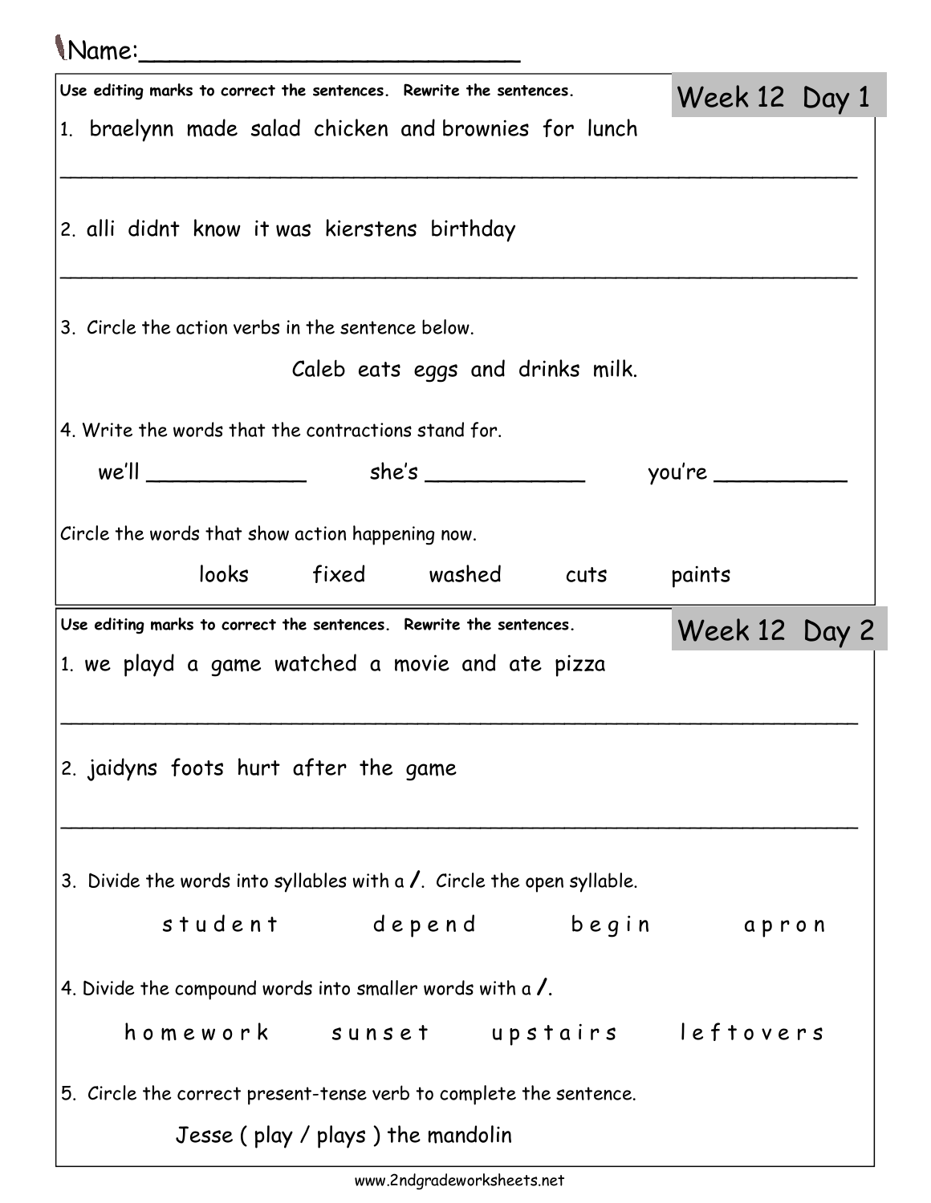Name:_________________________

## Week 12 Day 1

**Use editing marks to correct the sentences. Rewrite the sentences.**

1. braelynn made salad chicken and brownies for lunch

_______________________________________________________________

2. alli didnt know it was kierstens birthday

_______________________________________________________________

3. Circle the action verbs in the sentence below.

Caleb eats eggs and drinks milk.

4. Write the words that the contractions stand for.

we'll ____________ she's ____________ you're __________

Circle the words that show action happening now.

looks fixed washed cuts paints

## Week 12 Day 2

**Use editing marks to correct the sentences. Rewrite the sentences.**

1. we playd a game watched a movie and ate pizza

_______________________________________________________________

2. jaidyns foots hurt after the game

_______________________________________________________________

3. Divide the words into syllables with a **/**. Circle the open syllable.

s t u d e n t d e p e n d b e g i n a p r o n

4. Divide the compound words into smaller words with a **/**.

h o m e w o r k s u n s e t u p s t a i r s l e f t o v e r s

5. Circle the correct present-tense verb to complete the sentence.

Jesse ( play / plays ) the mandolin

www.2ndgradeworksheets.net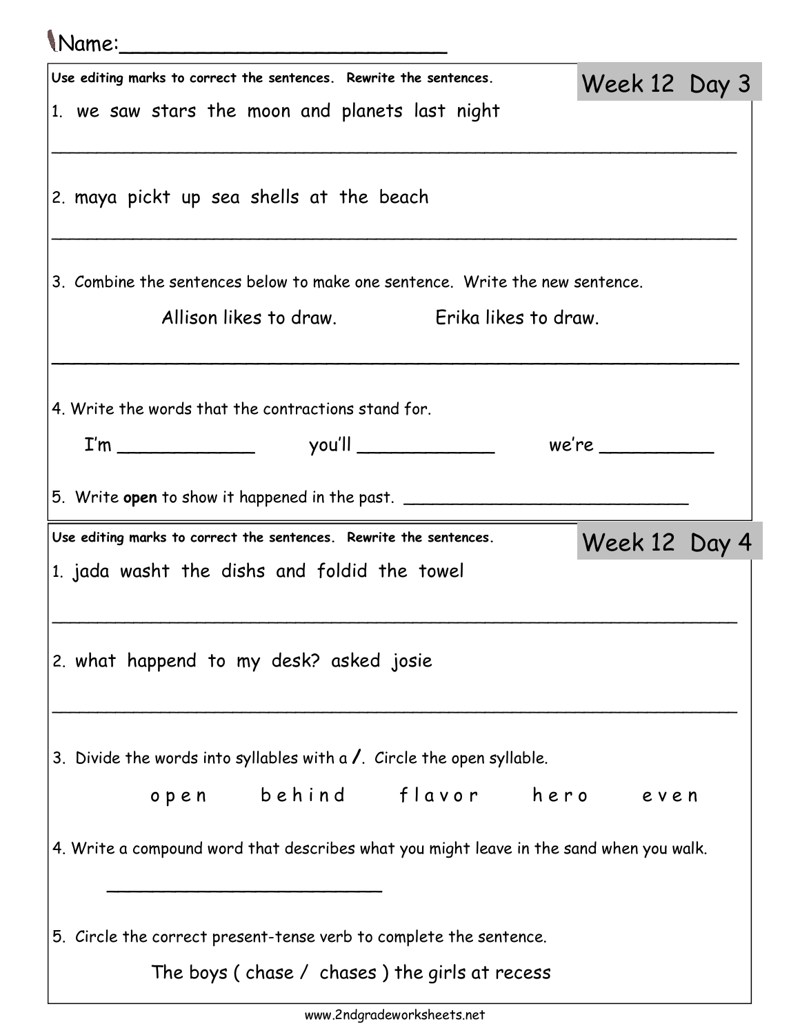Name:_________________________

## Week 12 Day 3

Use editing marks to correct the sentences. Rewrite the sentences.

1. we saw stars the moon and planets last night

_______________________________________________________________

2. maya pickt up sea shells at the beach

_______________________________________________________________

3. Combine the sentences below to make one sentence. Write the new sentence.

Allison likes to draw. Erika likes to draw.

_______________________________________________________________

4. Write the words that the contractions stand for.

I'm ____________ you'll ____________ we're __________

5. Write **open** to show it happened in the past. ___________________________

## Week 12 Day 4

Use editing marks to correct the sentences. Rewrite the sentences.

1. jada washt the dishs and foldid the towel

_______________________________________________________________

2. what happend to my desk? asked josie

_______________________________________________________________

3. Divide the words into syllables with a **/**. Circle the open syllable.

o p e n b e h i n d f l a v o r h e r o e v e n

4. Write a compound word that describes what you might leave in the sand when you walk.

_________________________

5. Circle the correct present-tense verb to complete the sentence.

The boys ( chase / chases ) the girls at recess

www.2ndgradeworksheets.net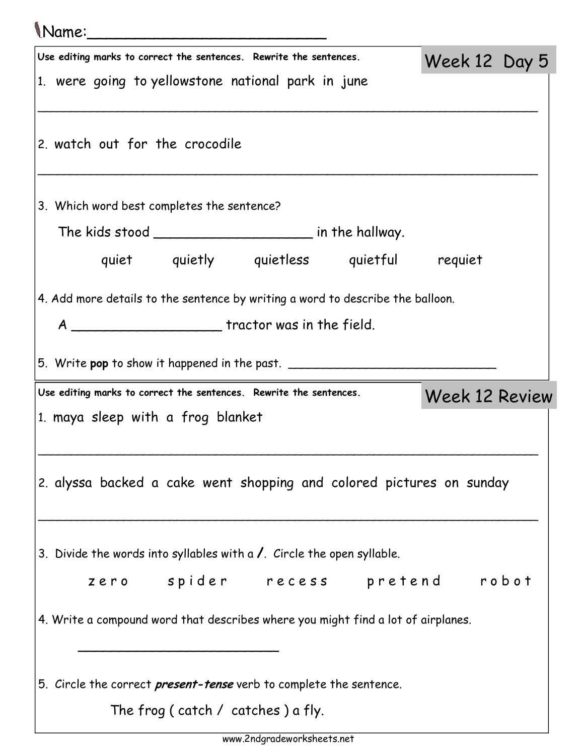Name:\_\_\_\_\_\_\_\_\_\_\_\_\_\_\_\_\_\_\_\_\_\_\_\_\_\_

## Week 12 Day 5

Use editing marks to correct the sentences. Rewrite the sentences.

1. were going to yellowstone national park in june

\_\_\_\_\_\_\_\_\_\_\_\_\_\_\_\_\_\_\_\_\_\_\_\_\_\_\_\_\_\_\_\_\_\_\_\_\_\_\_\_\_\_\_\_\_\_\_\_\_\_\_\_\_\_\_\_\_\_\_\_

2. watch out for the crocodile

\_\_\_\_\_\_\_\_\_\_\_\_\_\_\_\_\_\_\_\_\_\_\_\_\_\_\_\_\_\_\_\_\_\_\_\_\_\_\_\_\_\_\_\_\_\_\_\_\_\_\_\_\_\_\_\_\_\_\_\_

3. Which word best completes the sentence?

   The kids stood \_\_\_\_\_\_\_\_\_\_\_\_\_\_\_\_\_\_\_ in the hallway.

   quiet    quietly    quietless    quietful    requiet

4. Add more details to the sentence by writing a word to describe the balloon.

   A \_\_\_\_\_\_\_\_\_\_\_\_\_\_\_\_\_\_ tractor was in the field.

5. Write **pop** to show it happened in the past. \_\_\_\_\_\_\_\_\_\_\_\_\_\_\_\_\_\_\_\_\_\_\_\_\_\_\_\_

## Week 12 Review

Use editing marks to correct the sentences. Rewrite the sentences.

1. maya sleep with a frog blanket

\_\_\_\_\_\_\_\_\_\_\_\_\_\_\_\_\_\_\_\_\_\_\_\_\_\_\_\_\_\_\_\_\_\_\_\_\_\_\_\_\_\_\_\_\_\_\_\_\_\_\_\_\_\_\_\_\_\_\_\_

2. alyssa backed a cake went shopping and colored pictures on sunday

\_\_\_\_\_\_\_\_\_\_\_\_\_\_\_\_\_\_\_\_\_\_\_\_\_\_\_\_\_\_\_\_\_\_\_\_\_\_\_\_\_\_\_\_\_\_\_\_\_\_\_\_\_\_\_\_\_\_\_\_

3. Divide the words into syllables with a **/**. Circle the open syllable.

   z e r o    s p i d e r    r e c e s s    p r e t e n d    r o b o t

4. Write a compound word that describes where you might find a lot of airplanes.

   \_\_\_\_\_\_\_\_\_\_\_\_\_\_\_\_\_\_\_\_\_\_\_\_\_\_

5. Circle the correct ***present-tense*** verb to complete the sentence.

   The frog ( catch / catches ) a fly.

www.2ndgradeworksheets.net